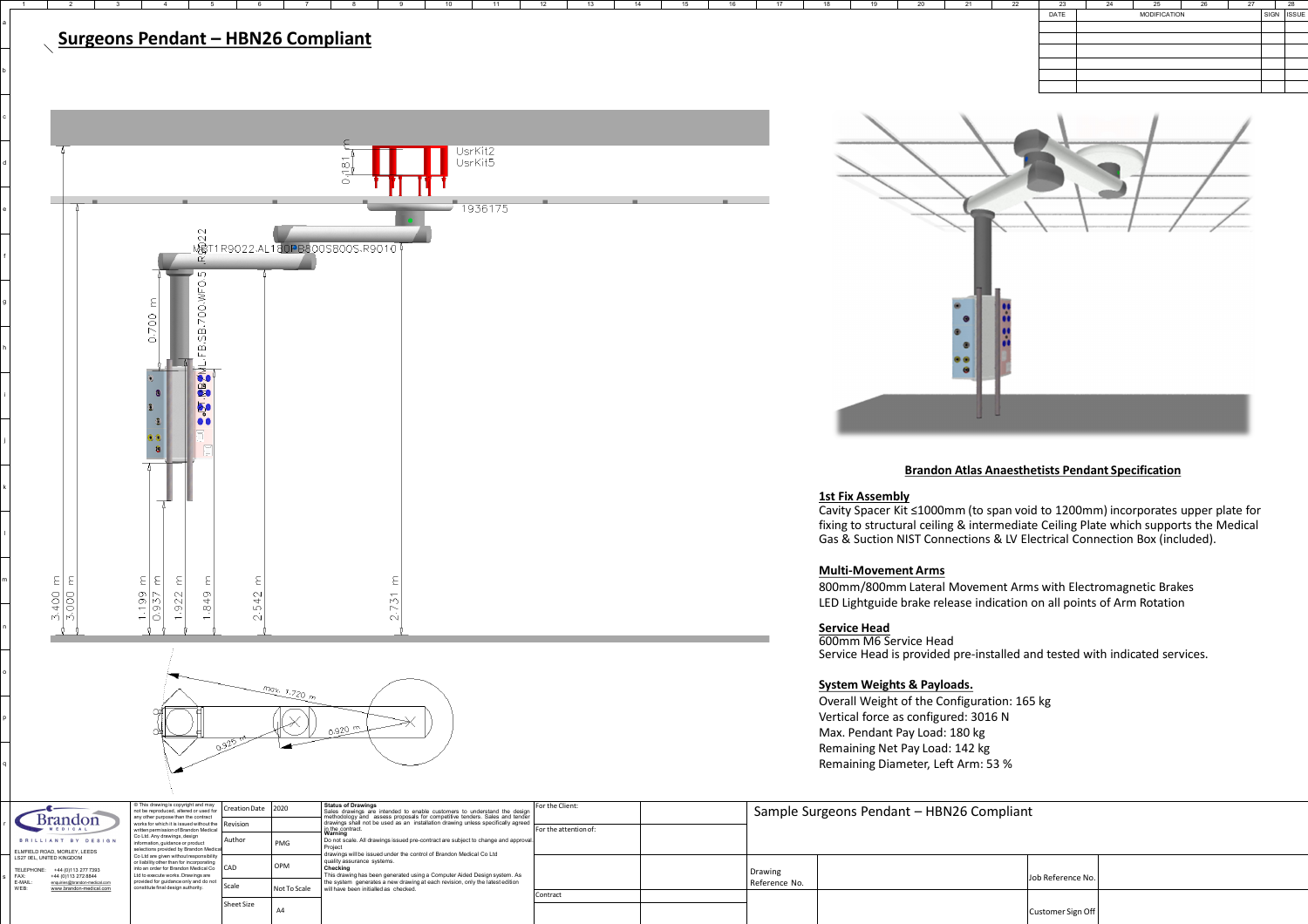# Surgeons Pendant – HBN26 Compliant

| DATE | MODIFICATION | SIGN | ISSUE |
|---|---|---|---|
| | | | |

0.181 m

UsrKit2
UsrKit5

1936175

MST1R9022.AL180PB800S800S-R9010

R9022

0.700 m

ML.FB.SB.700.WFO.5

3.400 m
3.000 m
1.199 m
0.937 m
1.922 m
1.849 m
2.542 m
2.731 m

max. 1.720 m
0.920 m
0.925 m

## Brandon Atlas Anaesthetists Pendant Specification

**1st Fix Assembly**

Cavity Spacer Kit ≤1000mm (to span void to 1200mm) incorporates upper plate for fixing to structural ceiling & intermediate Ceiling Plate which supports the Medical Gas & Suction NIST Connections & LV Electrical Connection Box (included).

**Multi-Movement Arms**

800mm/800mm Lateral Movement Arms with Electromagnetic Brakes
LED Lightguide brake release indication on all points of Arm Rotation

**Service Head**

600mm M6 Service Head
Service Head is provided pre-installed and tested with indicated services.

**System Weights & Payloads.**

Overall Weight of the Configuration: 165 kg
Vertical force as configured: 3016 N
Max. Pendant Pay Load: 180 kg
Remaining Net Pay Load: 142 kg
Remaining Diameter, Left Arm: 53 %

Brandon MEDICAL
BRILLIANT BY DESIGN

ELMFIELD ROAD, MORLEY, LEEDS
LS27 0EL, UNITED KINGDOM

TELEPHONE: +44 (0)113 277 7393
FAX: +44 (0)113 272 8844
E-MAIL: enquiries@brandon-medical.com
WEB: www.brandon-medical.com

© This drawing is copyright and may not be reproduced, altered or used for any other purpose than the contract works for which it is issued without the written permission of Brandon Medical Co Ltd. Any drawings, design information, guidance or product selections provided by Brandon Medical Co Ltd are given without responsibility or liability other than for incorporating into an order for Brandon Medical Co Ltd to execute works. Drawings are provided for guidance only and do not constitute final design authority.

| | |
|---|---|
| Creation Date | 2020 |
| Revision | |
| Author | PMG |
| CAD | OPM |
| Scale | Not To Scale |
| Sheet Size | A4 |

**Status of Drawings**
Sales drawings are intended to enable customers to understand the design methodology and assess proposals for competitive tenders. Sales and tender drawings shall not be used as an installation drawing unless specifically agreed in the contract.
**Warning**
Do not scale. All drawings issued pre-contract are subject to change and approval.
Project
drawings will be issued under the control of Brandon Medical Co Ltd quality assurance systems.
**Checking**
This drawing has been generated using a Computer Aided Design system. As the system generates a new drawing at each revision, only the latest edition will have been initialled as checked.

For the Client:
For the attention of:
Contract

Sample Surgeons Pendant – HBN26 Compliant

Drawing Reference No.
Job Reference No.
Customer Sign Off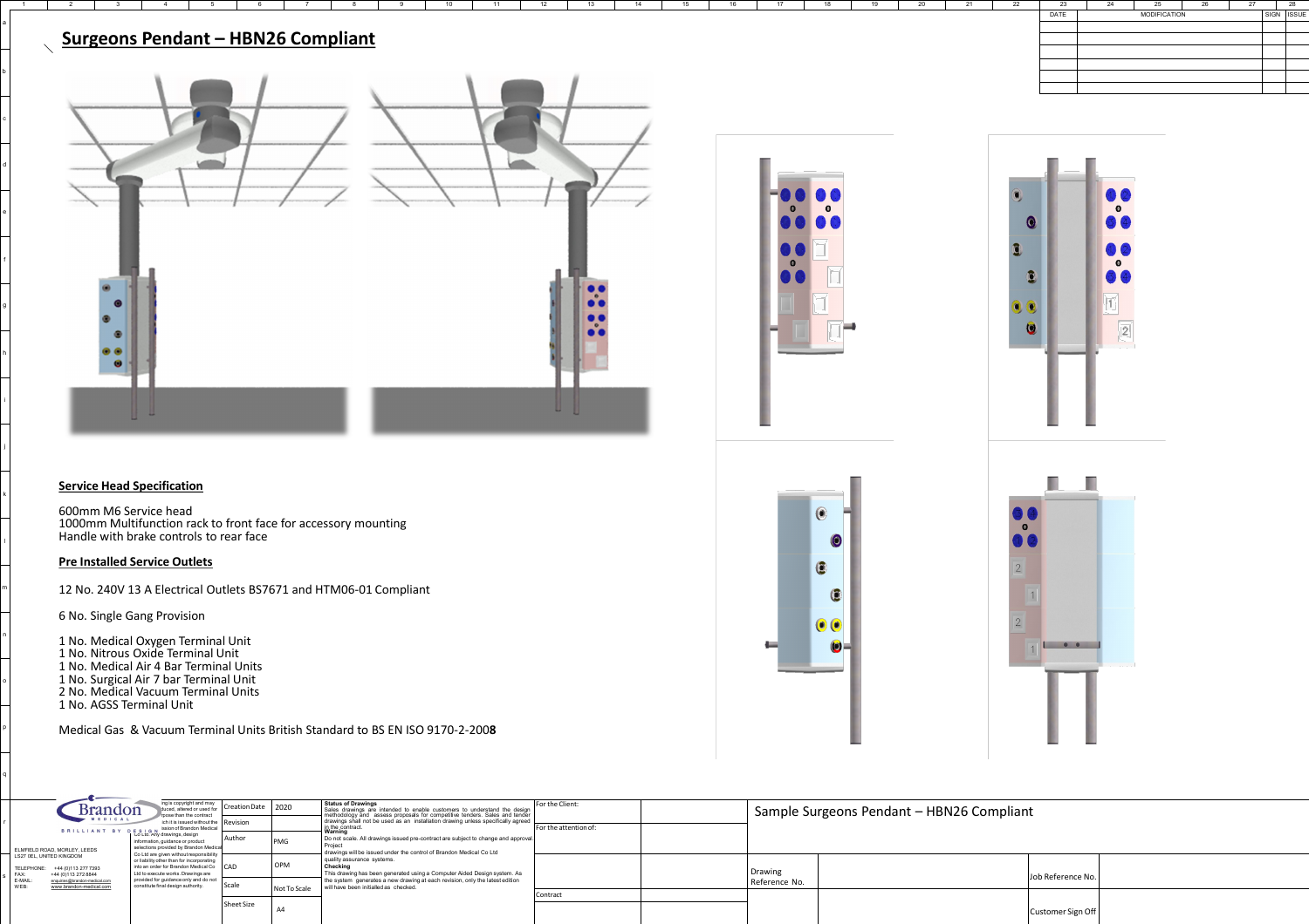# Surgeons Pendant – HBN26 Compliant

## Service Head Specification

600mm M6 Service head
1000mm Multifunction rack to front face for accessory mounting
Handle with brake controls to rear face

## Pre Installed Service Outlets

12 No. 240V 13 A Electrical Outlets BS7671 and HTM06-01 Compliant

6 No. Single Gang Provision

1 No. Medical Oxygen Terminal Unit
1 No. Nitrous Oxide Terminal Unit
1 No. Medical Air 4 Bar Terminal Units
1 No. Surgical Air 7 bar Terminal Unit
2 No. Medical Vacuum Terminal Units
1 No. AGSS Terminal Unit

Medical Gas & Vacuum Terminal Units British Standard to BS EN ISO 9170-2-2008

| DATE | MODIFICATION | SIGN | ISSUE |
|---|---|---|---|
| | | | |

Brandon MEDICAL
BRILLIANT BY DESIGN

ELMFIELD ROAD, MORLEY, LEEDS
LS27 0EL, UNITED KINGDOM

TELEPHONE: +44 (0)113 277 7393
FAX: +44 (0)113 272 8844
E-MAIL: enquiries@brandon-medical.com
WEB: www.brandon-medical.com

...ing is copyright and may ...duced, altered or used for ...rpose than the contract ...ich it is issued without the ...ission of Brandon Medical Co Ltd. Any drawings, design information, guidance or product selections provided by Brandon Medical Co Ltd are given without responsibility or liability other than for incorporating into an order for Brandon Medical Co Ltd to execute works. Drawings are provided for guidance only and do not constitute final design authority.

| | |
|---|---|
| Creation Date | 2020 |
| Revision | |
| Author | PMG |
| CAD | OPM |
| Scale | Not To Scale |
| Sheet Size | A4 |

**Status of Drawings**
Sales drawings are intended to enable customers to understand the design methodology and assess proposals for competitive tenders. Sales and tender drawings shall not be used as an installation drawing unless specifically agreed in the contract.
**Warning**
Do not scale. All drawings issued pre-contract are subject to change and approval.
Project
drawings will be issued under the control of Brandon Medical Co Ltd quality assurance systems.
**Checking**
This drawing has been generated using a Computer Aided Design system. As the system generates a new drawing at each revision, only the latest edition will have been initialled as checked.

For the Client:

For the attention of:

Contract

Sample Surgeons Pendant – HBN26 Compliant

Drawing Reference No.

Job Reference No.

Customer Sign Off